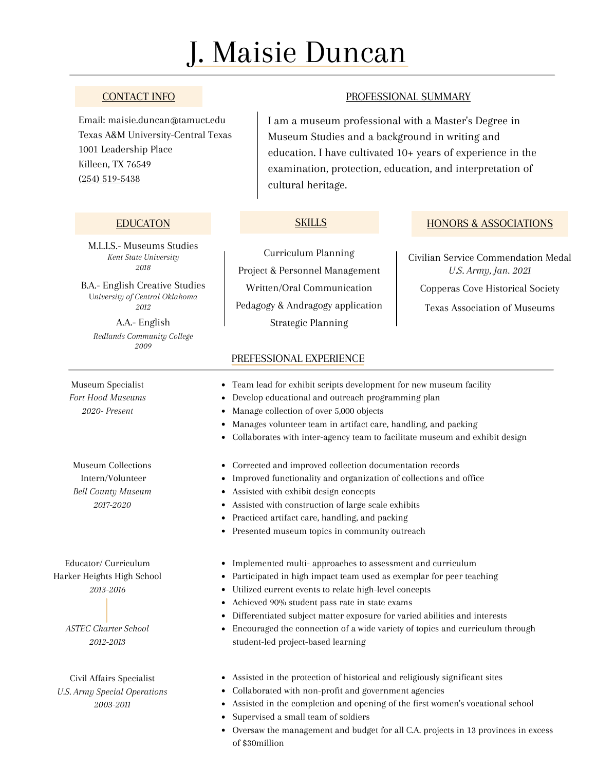# J. Maisie Duncan

## CONTACT INFO

Email: maisie.duncan@tamuct.edu
Texas A&M University-Central Texas
1001 Leadership Place
Killeen, TX 76549
(254) 519-5438

## PROFESSIONAL SUMMARY

I am a museum professional with a Master's Degree in Museum Studies and a background in writing and education. I have cultivated 10+ years of experience in the examination, protection, education, and interpretation of cultural heritage.

## EDUCATON

M.L.I.S.- Museums Studies
*Kent State University*
*2018*

B.A.- English Creative Studies
*University of Central Oklahoma*
*2012*

A.A.- English
*Redlands Community College*
*2009*

## SKILLS

Curriculum Planning
Project & Personnel Management
Written/Oral Communication
Pedagogy & Andragogy application
Strategic Planning

## HONORS & ASSOCIATIONS

Civilian Service Commendation Medal
*U.S. Army, Jan. 2021*

Copperas Cove Historical Society

Texas Association of Museums

## PROFESSIONAL EXPERIENCE

Museum Specialist
*Fort Hood Museums*
*2020- Present*

- Team lead for exhibit scripts development for new museum facility
- Develop educational and outreach programming plan
- Manage collection of over 5,000 objects
- Manages volunteer team in artifact care, handling, and packing
- Collaborates with inter-agency team to facilitate museum and exhibit design

Museum Collections Intern/Volunteer
*Bell County Museum*
*2017-2020*

- Corrected and improved collection documentation records
- Improved functionality and organization of collections and office
- Assisted with exhibit design concepts
- Assisted with construction of large scale exhibits
- Practiced artifact care, handling, and packing
- Presented museum topics in community outreach

Educator/ Curriculum
Harker Heights High School
*2013-2016*

*ASTEC Charter School*
*2012-2013*

- Implemented multi- approaches to assessment and curriculum
- Participated in high impact team used as exemplar for peer teaching
- Utilized current events to relate high-level concepts
- Achieved 90% student pass rate in state exams
- Differentiated subject matter exposure for varied abilities and interests
- Encouraged the connection of a wide variety of topics and curriculum through student-led project-based learning

Civil Affairs Specialist
*U.S. Army Special Operations*
*2003-2011*

- Assisted in the protection of historical and religiously significant sites
- Collaborated with non-profit and government agencies
- Assisted in the completion and opening of the first women's vocational school
- Supervised a small team of soldiers
- Oversaw the management and budget for all C.A. projects in 13 provinces in excess of $30million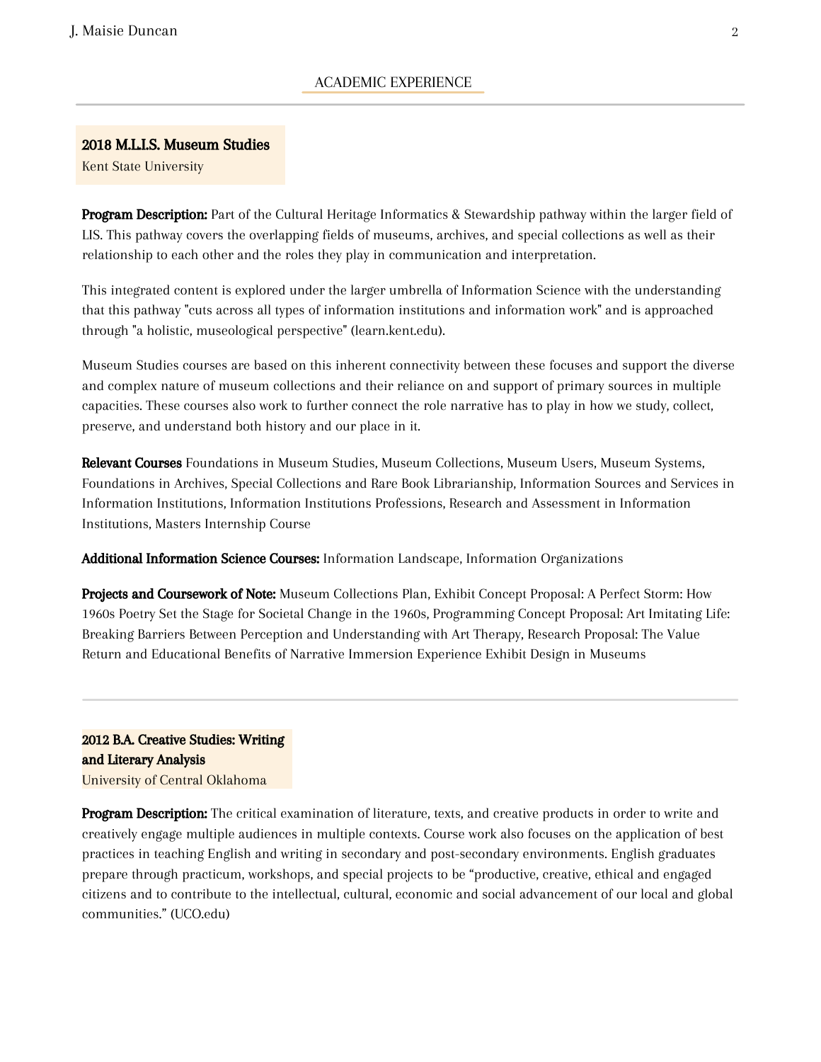## ACADEMIC EXPERIENCE

---

**2018 M.L.I.S. Museum Studies**
Kent State University

**Program Description:** Part of the Cultural Heritage Informatics & Stewardship pathway within the larger field of LIS. This pathway covers the overlapping fields of museums, archives, and special collections as well as their relationship to each other and the roles they play in communication and interpretation.

This integrated content is explored under the larger umbrella of Information Science with the understanding that this pathway "cuts across all types of information institutions and information work" and is approached through "a holistic, museological perspective" (learn.kent.edu).

Museum Studies courses are based on this inherent connectivity between these focuses and support the diverse and complex nature of museum collections and their reliance on and support of primary sources in multiple capacities. These courses also work to further connect the role narrative has to play in how we study, collect, preserve, and understand both history and our place in it.

**Relevant Courses** Foundations in Museum Studies, Museum Collections, Museum Users, Museum Systems, Foundations in Archives, Special Collections and Rare Book Librarianship, Information Sources and Services in Information Institutions, Information Institutions Professions, Research and Assessment in Information Institutions, Masters Internship Course

**Additional Information Science Courses:** Information Landscape, Information Organizations

**Projects and Coursework of Note:** Museum Collections Plan, Exhibit Concept Proposal: A Perfect Storm: How 1960s Poetry Set the Stage for Societal Change in the 1960s, Programming Concept Proposal: Art Imitating Life: Breaking Barriers Between Perception and Understanding with Art Therapy, Research Proposal: The Value Return and Educational Benefits of Narrative Immersion Experience Exhibit Design in Museums

---

**2012 B.A. Creative Studies: Writing and Literary Analysis**
University of Central Oklahoma

**Program Description:** The critical examination of literature, texts, and creative products in order to write and creatively engage multiple audiences in multiple contexts. Course work also focuses on the application of best practices in teaching English and writing in secondary and post-secondary environments. English graduates prepare through practicum, workshops, and special projects to be "productive, creative, ethical and engaged citizens and to contribute to the intellectual, cultural, economic and social advancement of our local and global communities." (UCO.edu)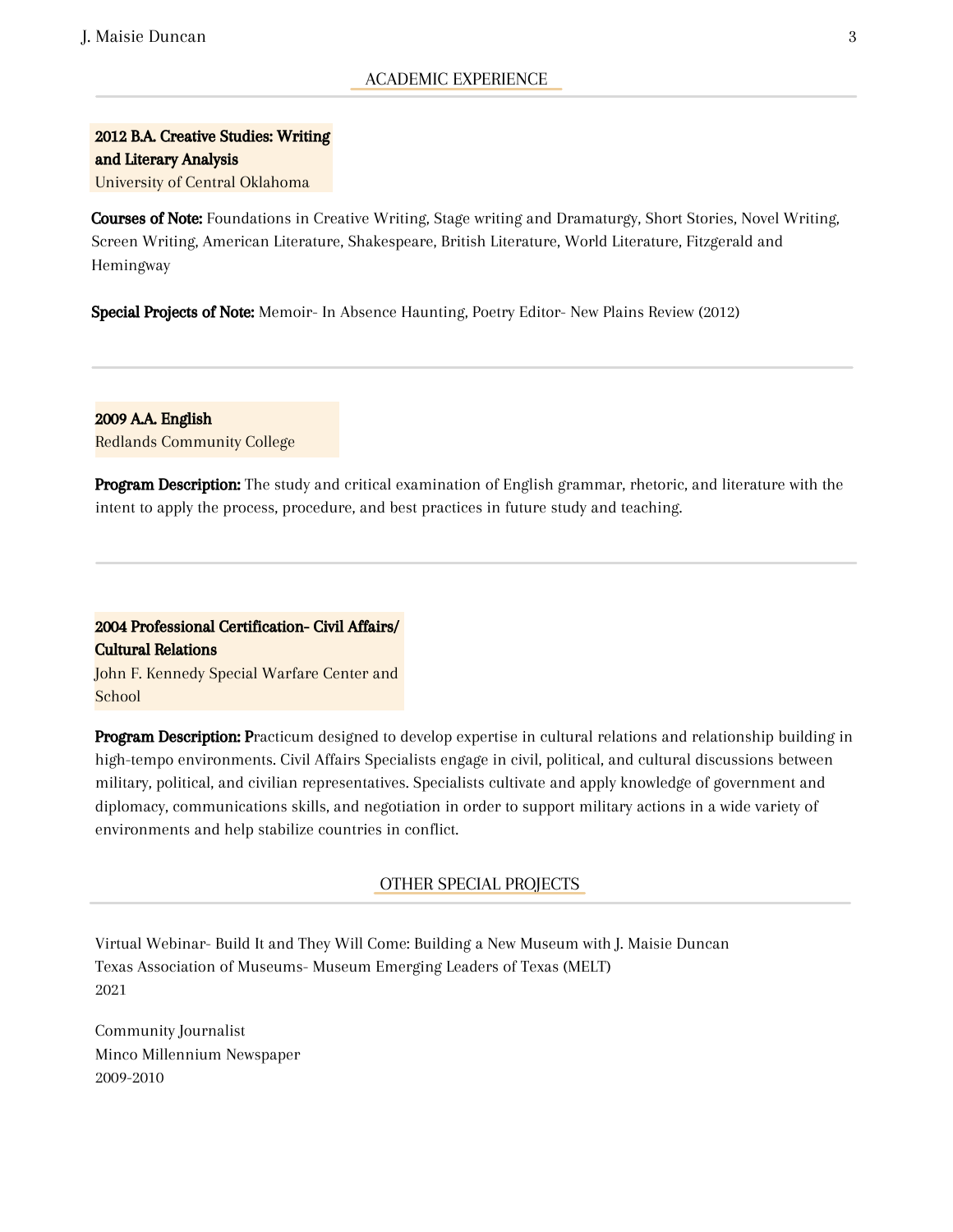## ACADEMIC EXPERIENCE

**2012 B.A. Creative Studies: Writing and Literary Analysis**
University of Central Oklahoma

**Courses of Note:** Foundations in Creative Writing, Stage writing and Dramaturgy, Short Stories, Novel Writing, Screen Writing, American Literature, Shakespeare, British Literature, World Literature, Fitzgerald and Hemingway

**Special Projects of Note:** Memoir- In Absence Haunting, Poetry Editor- New Plains Review (2012)

---

**2009 A.A. English**
Redlands Community College

**Program Description:** The study and critical examination of English grammar, rhetoric, and literature with the intent to apply the process, procedure, and best practices in future study and teaching.

---

**2004 Professional Certification- Civil Affairs/ Cultural Relations**
John F. Kennedy Special Warfare Center and School

**Program Description:** **P**racticum designed to develop expertise in cultural relations and relationship building in high-tempo environments. Civil Affairs Specialists engage in civil, political, and cultural discussions between military, political, and civilian representatives. Specialists cultivate and apply knowledge of government and diplomacy, communications skills, and negotiation in order to support military actions in a wide variety of environments and help stabilize countries in conflict.

## OTHER SPECIAL PROJECTS

Virtual Webinar- Build It and They Will Come: Building a New Museum with J. Maisie Duncan
Texas Association of Museums- Museum Emerging Leaders of Texas (MELT)
2021

Community Journalist
Minco Millennium Newspaper
2009-2010